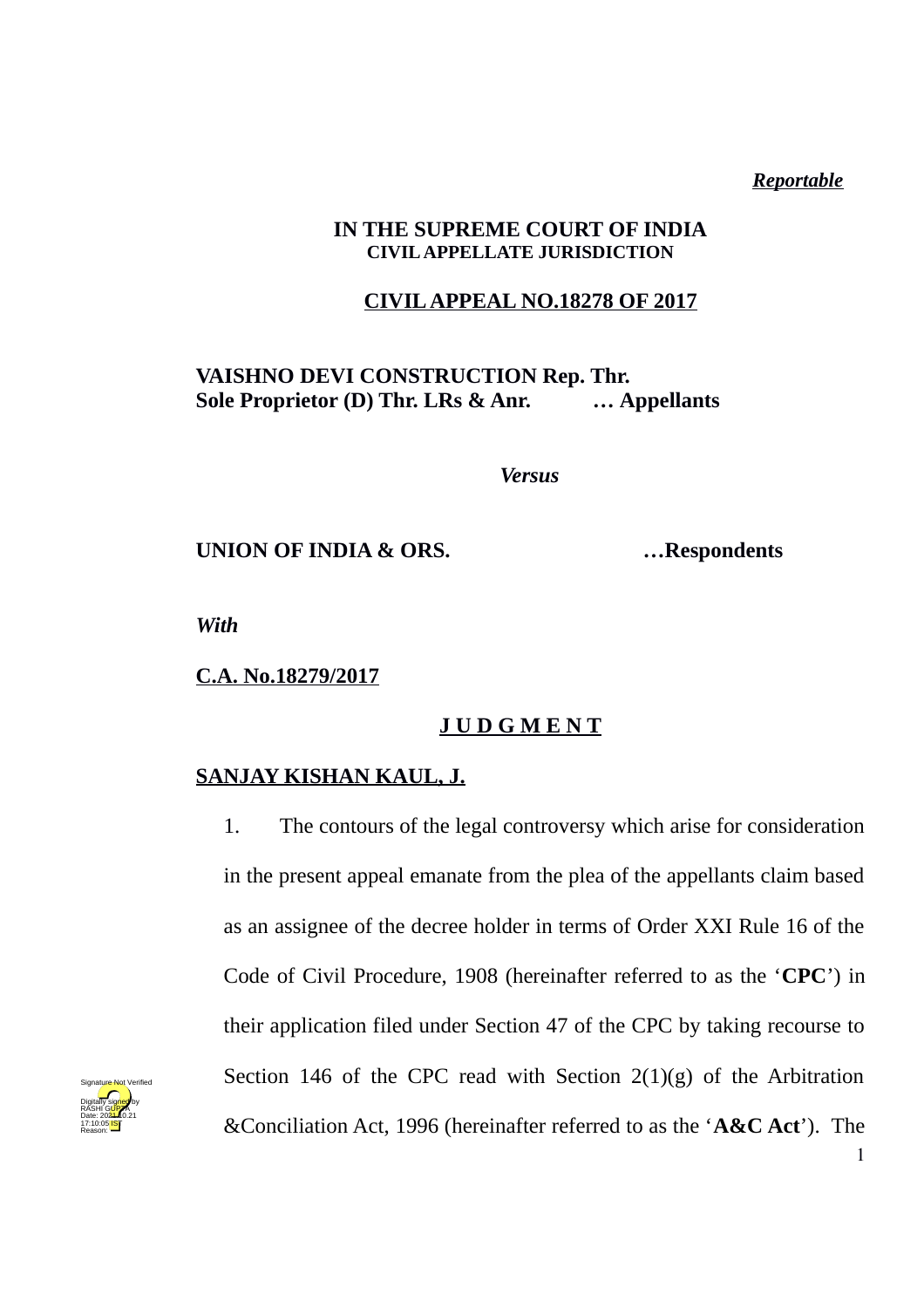***Reportable***

**IN THE SUPREME COURT OF INDIA**
**CIVIL APPELLATE JURISDICTION**

**CIVIL APPEAL NO.18278 OF 2017**

**VAISHNO DEVI CONSTRUCTION Rep. Thr.**
**Sole Proprietor (D) Thr. LRs & Anr. … Appellants**

***Versus***

**UNION OF INDIA & ORS. …Respondents**

***With***

**C.A. No.18279/2017**

**J U D G M E N T**

**SANJAY KISHAN KAUL, J.**

1. The contours of the legal controversy which arise for consideration in the present appeal emanate from the plea of the appellants claim based as an assignee of the decree holder in terms of Order XXI Rule 16 of the Code of Civil Procedure, 1908 (hereinafter referred to as the '**CPC**') in their application filed under Section 47 of the CPC by taking recourse to Section 146 of the CPC read with Section 2(1)(g) of the Arbitration &Conciliation Act, 1996 (hereinafter referred to as the '**A&C Act**'). The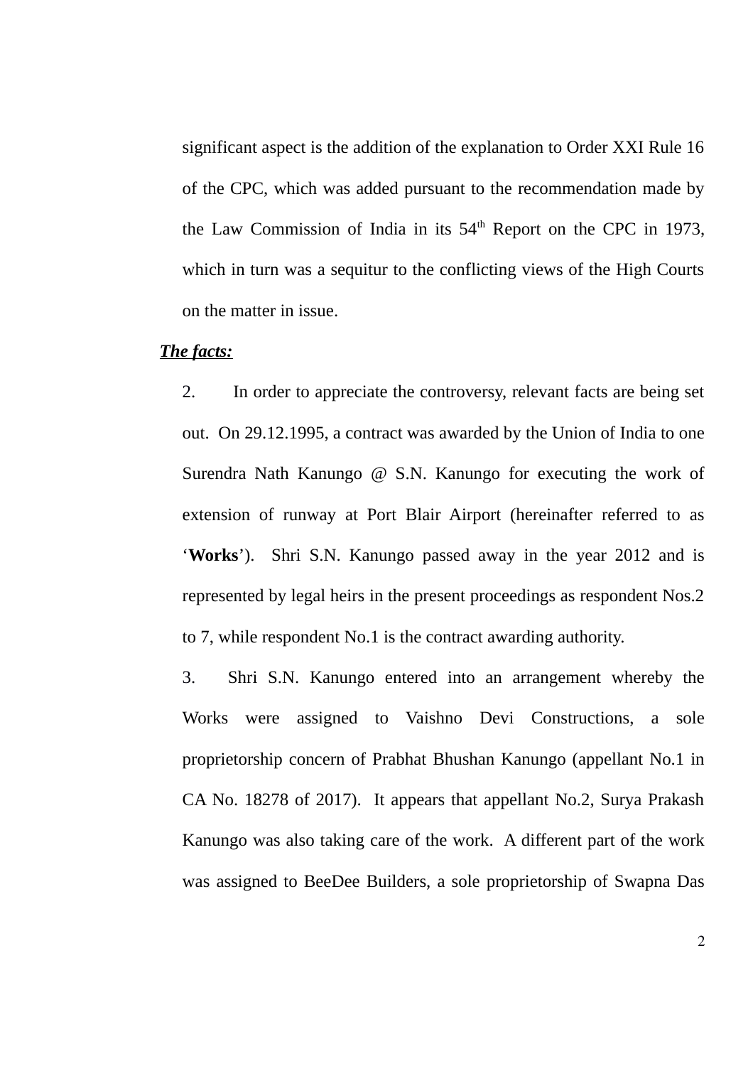significant aspect is the addition of the explanation to Order XXI Rule 16 of the CPC, which was added pursuant to the recommendation made by the Law Commission of India in its 54th Report on the CPC in 1973, which in turn was a sequitur to the conflicting views of the High Courts on the matter in issue.

***The facts:***

2. In order to appreciate the controversy, relevant facts are being set out. On 29.12.1995, a contract was awarded by the Union of India to one Surendra Nath Kanungo @ S.N. Kanungo for executing the work of extension of runway at Port Blair Airport (hereinafter referred to as '**Works**'). Shri S.N. Kanungo passed away in the year 2012 and is represented by legal heirs in the present proceedings as respondent Nos.2 to 7, while respondent No.1 is the contract awarding authority.

3. Shri S.N. Kanungo entered into an arrangement whereby the Works were assigned to Vaishno Devi Constructions, a sole proprietorship concern of Prabhat Bhushan Kanungo (appellant No.1 in CA No. 18278 of 2017). It appears that appellant No.2, Surya Prakash Kanungo was also taking care of the work. A different part of the work was assigned to BeeDee Builders, a sole proprietorship of Swapna Das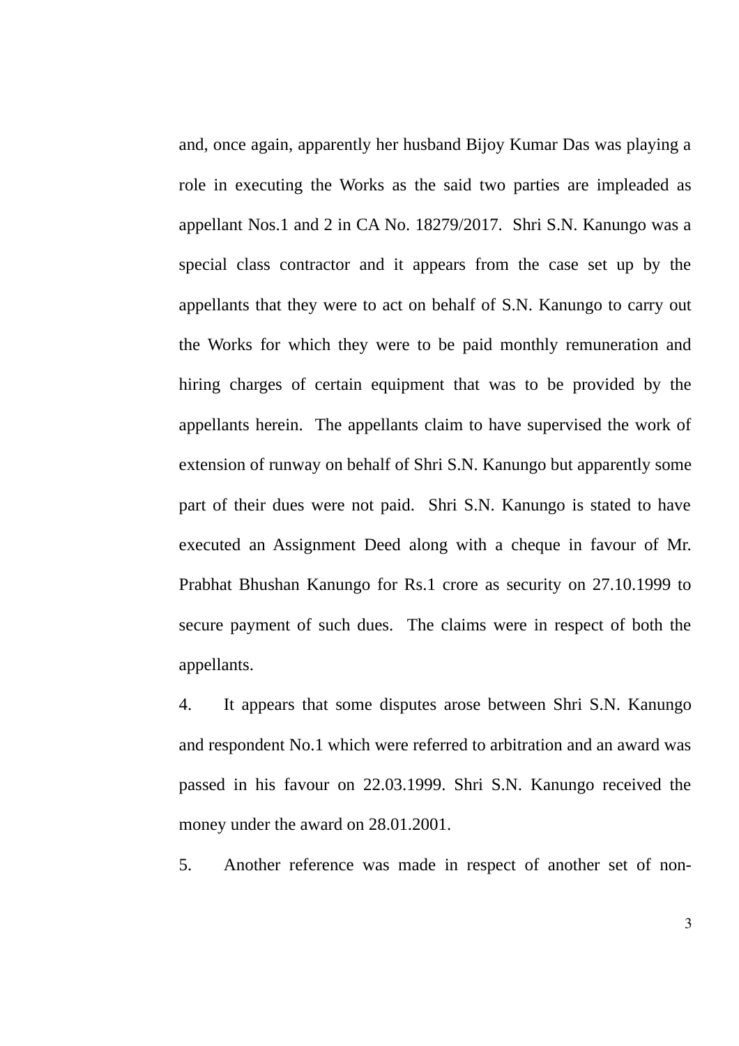and, once again, apparently her husband Bijoy Kumar Das was playing a role in executing the Works as the said two parties are impleaded as appellant Nos.1 and 2 in CA No. 18279/2017. Shri S.N. Kanungo was a special class contractor and it appears from the case set up by the appellants that they were to act on behalf of S.N. Kanungo to carry out the Works for which they were to be paid monthly remuneration and hiring charges of certain equipment that was to be provided by the appellants herein. The appellants claim to have supervised the work of extension of runway on behalf of Shri S.N. Kanungo but apparently some part of their dues were not paid. Shri S.N. Kanungo is stated to have executed an Assignment Deed along with a cheque in favour of Mr. Prabhat Bhushan Kanungo for Rs.1 crore as security on 27.10.1999 to secure payment of such dues. The claims were in respect of both the appellants.

4. It appears that some disputes arose between Shri S.N. Kanungo and respondent No.1 which were referred to arbitration and an award was passed in his favour on 22.03.1999. Shri S.N. Kanungo received the money under the award on 28.01.2001.

5. Another reference was made in respect of another set of non-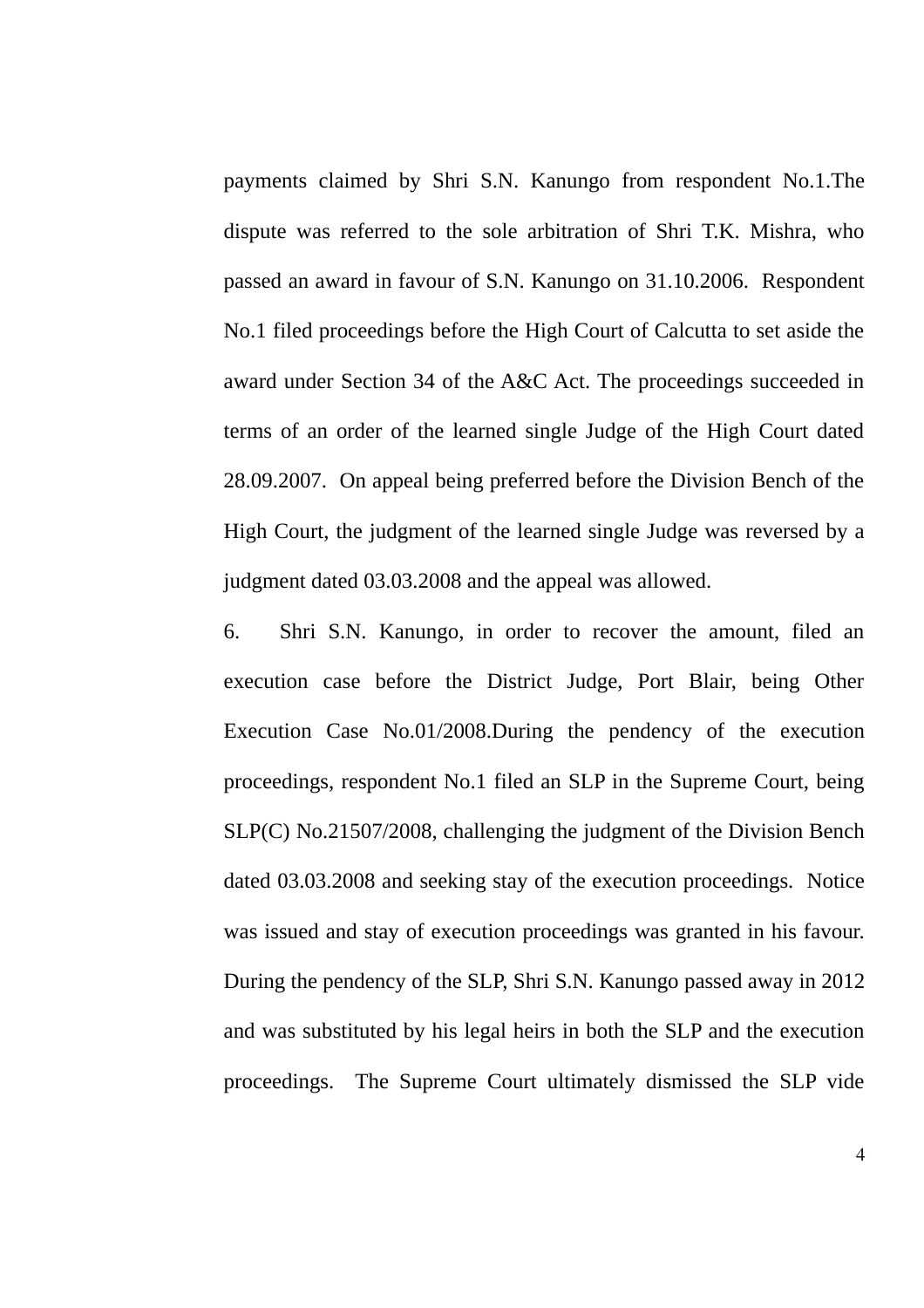payments claimed by Shri S.N. Kanungo from respondent No.1.The dispute was referred to the sole arbitration of Shri T.K. Mishra, who passed an award in favour of S.N. Kanungo on 31.10.2006. Respondent No.1 filed proceedings before the High Court of Calcutta to set aside the award under Section 34 of the A&C Act. The proceedings succeeded in terms of an order of the learned single Judge of the High Court dated 28.09.2007. On appeal being preferred before the Division Bench of the High Court, the judgment of the learned single Judge was reversed by a judgment dated 03.03.2008 and the appeal was allowed.

6. Shri S.N. Kanungo, in order to recover the amount, filed an execution case before the District Judge, Port Blair, being Other Execution Case No.01/2008.During the pendency of the execution proceedings, respondent No.1 filed an SLP in the Supreme Court, being SLP(C) No.21507/2008, challenging the judgment of the Division Bench dated 03.03.2008 and seeking stay of the execution proceedings. Notice was issued and stay of execution proceedings was granted in his favour. During the pendency of the SLP, Shri S.N. Kanungo passed away in 2012 and was substituted by his legal heirs in both the SLP and the execution proceedings. The Supreme Court ultimately dismissed the SLP vide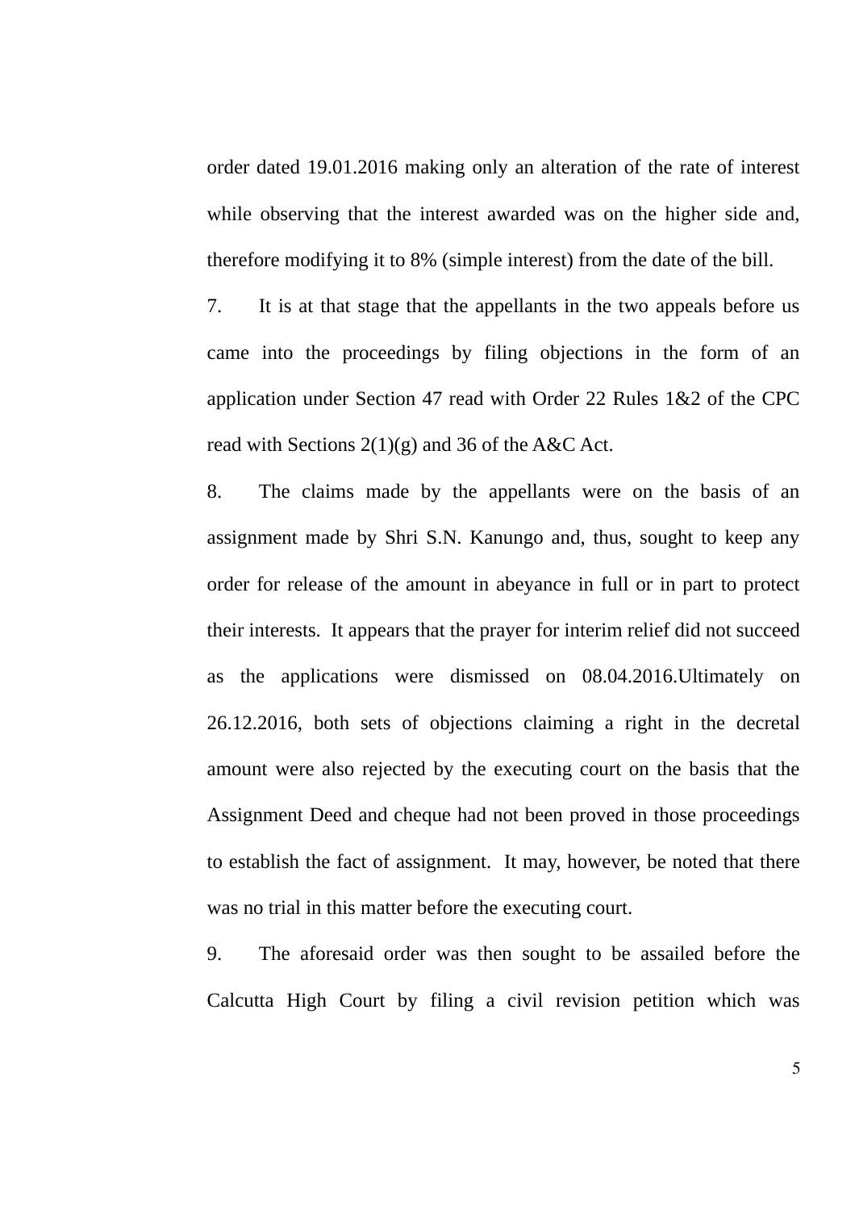order dated 19.01.2016 making only an alteration of the rate of interest while observing that the interest awarded was on the higher side and, therefore modifying it to 8% (simple interest) from the date of the bill.

7. It is at that stage that the appellants in the two appeals before us came into the proceedings by filing objections in the form of an application under Section 47 read with Order 22 Rules 1&2 of the CPC read with Sections 2(1)(g) and 36 of the A&C Act.

8. The claims made by the appellants were on the basis of an assignment made by Shri S.N. Kanungo and, thus, sought to keep any order for release of the amount in abeyance in full or in part to protect their interests. It appears that the prayer for interim relief did not succeed as the applications were dismissed on 08.04.2016.Ultimately on 26.12.2016, both sets of objections claiming a right in the decretal amount were also rejected by the executing court on the basis that the Assignment Deed and cheque had not been proved in those proceedings to establish the fact of assignment. It may, however, be noted that there was no trial in this matter before the executing court.

9. The aforesaid order was then sought to be assailed before the Calcutta High Court by filing a civil revision petition which was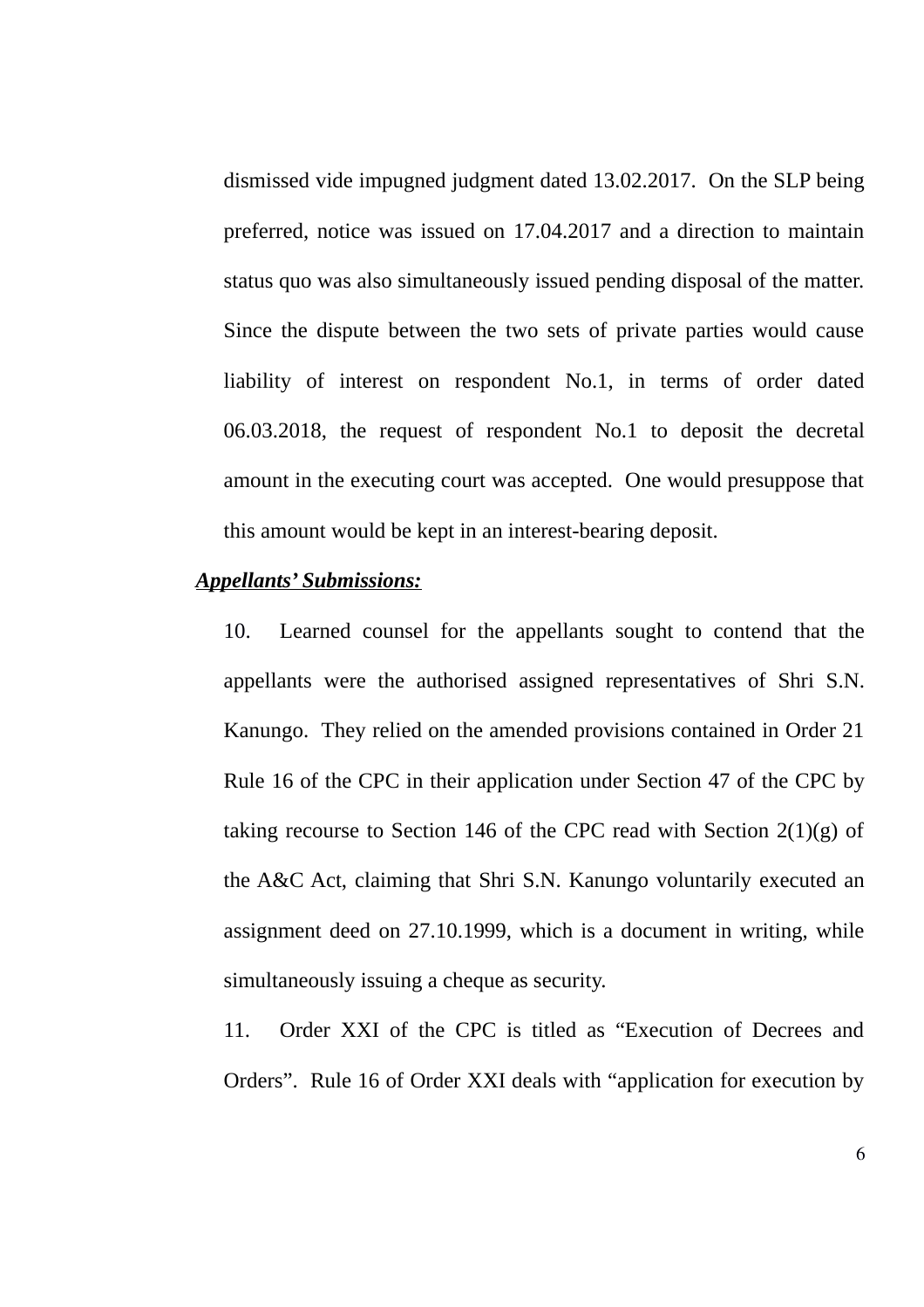dismissed vide impugned judgment dated 13.02.2017. On the SLP being preferred, notice was issued on 17.04.2017 and a direction to maintain status quo was also simultaneously issued pending disposal of the matter. Since the dispute between the two sets of private parties would cause liability of interest on respondent No.1, in terms of order dated 06.03.2018, the request of respondent No.1 to deposit the decretal amount in the executing court was accepted. One would presuppose that this amount would be kept in an interest-bearing deposit.

***Appellants' Submissions:***

10. Learned counsel for the appellants sought to contend that the appellants were the authorised assigned representatives of Shri S.N. Kanungo. They relied on the amended provisions contained in Order 21 Rule 16 of the CPC in their application under Section 47 of the CPC by taking recourse to Section 146 of the CPC read with Section 2(1)(g) of the A&C Act, claiming that Shri S.N. Kanungo voluntarily executed an assignment deed on 27.10.1999, which is a document in writing, while simultaneously issuing a cheque as security.

11. Order XXI of the CPC is titled as "Execution of Decrees and Orders". Rule 16 of Order XXI deals with "application for execution by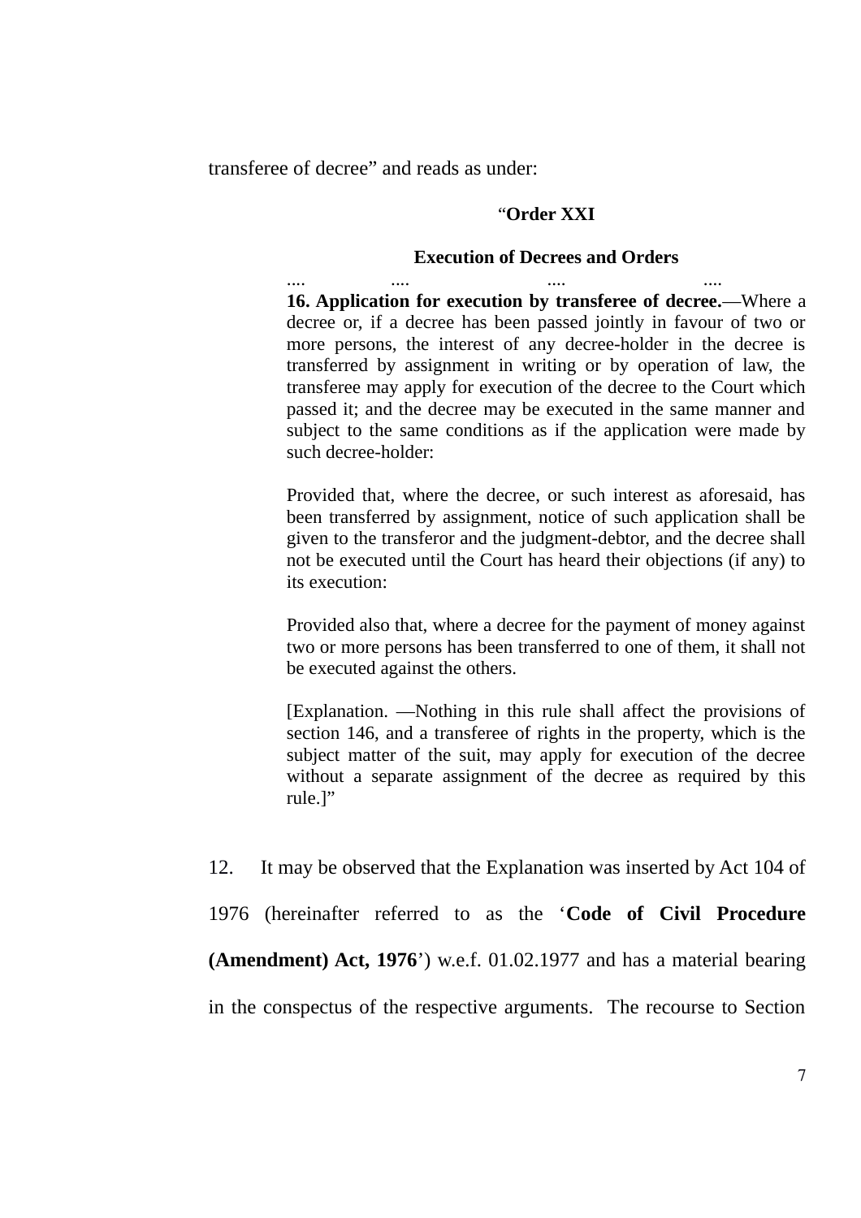transferee of decree” and reads as under:

> “**Order XXI**
>
> **Execution of Decrees and Orders**
>
> ....  ....  ....  ....
>
> **16. Application for execution by transferee of decree.**—Where a decree or, if a decree has been passed jointly in favour of two or more persons, the interest of any decree-holder in the decree is transferred by assignment in writing or by operation of law, the transferee may apply for execution of the decree to the Court which passed it; and the decree may be executed in the same manner and subject to the same conditions as if the application were made by such decree-holder:
>
> Provided that, where the decree, or such interest as aforesaid, has been transferred by assignment, notice of such application shall be given to the transferor and the judgment-debtor, and the decree shall not be executed until the Court has heard their objections (if any) to its execution:
>
> Provided also that, where a decree for the payment of money against two or more persons has been transferred to one of them, it shall not be executed against the others.
>
> [Explanation. —Nothing in this rule shall affect the provisions of section 146, and a transferee of rights in the property, which is the subject matter of the suit, may apply for execution of the decree without a separate assignment of the decree as required by this rule.]”

12. It may be observed that the Explanation was inserted by Act 104 of 1976 (hereinafter referred to as the ‘**Code of Civil Procedure (Amendment) Act, 1976**’) w.e.f. 01.02.1977 and has a material bearing in the conspectus of the respective arguments. The recourse to Section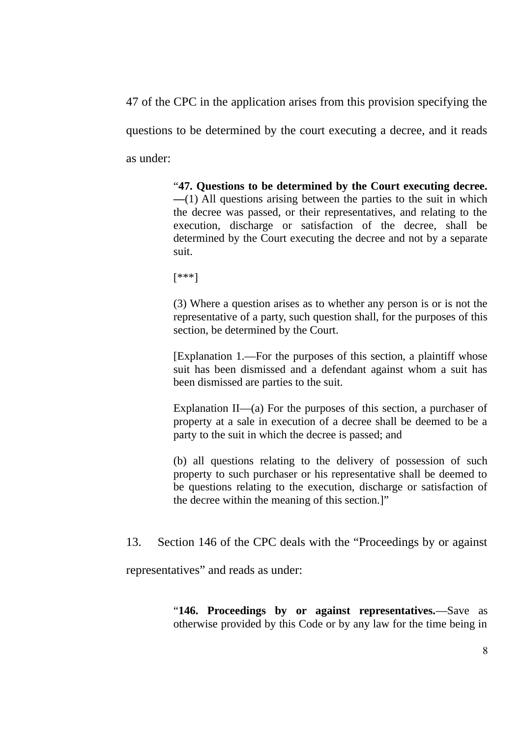47 of the CPC in the application arises from this provision specifying the questions to be determined by the court executing a decree, and it reads as under:

> "**47. Questions to be determined by the Court executing decree.—**(1) All questions arising between the parties to the suit in which the decree was passed, or their representatives, and relating to the execution, discharge or satisfaction of the decree, shall be determined by the Court executing the decree and not by a separate suit.
>
> [***]
>
> (3) Where a question arises as to whether any person is or is not the representative of a party, such question shall, for the purposes of this section, be determined by the Court.
>
> [Explanation 1.—For the purposes of this section, a plaintiff whose suit has been dismissed and a defendant against whom a suit has been dismissed are parties to the suit.
>
> Explanation II—(a) For the purposes of this section, a purchaser of property at a sale in execution of a decree shall be deemed to be a party to the suit in which the decree is passed; and
>
> (b) all questions relating to the delivery of possession of such property to such purchaser or his representative shall be deemed to be questions relating to the execution, discharge or satisfaction of the decree within the meaning of this section.]"

13. Section 146 of the CPC deals with the "Proceedings by or against representatives" and reads as under:

> "**146. Proceedings by or against representatives.**—Save as otherwise provided by this Code or by any law for the time being in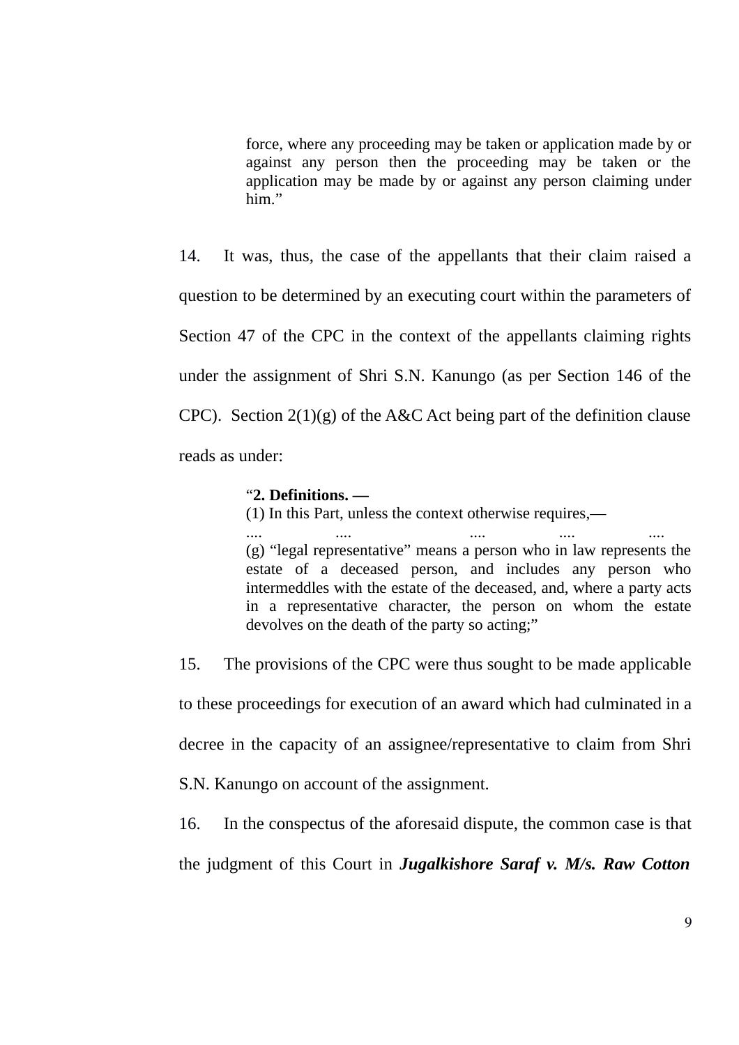> force, where any proceeding may be taken or application made by or against any person then the proceeding may be taken or the application may be made by or against any person claiming under him."

14. It was, thus, the case of the appellants that their claim raised a question to be determined by an executing court within the parameters of Section 47 of the CPC in the context of the appellants claiming rights under the assignment of Shri S.N. Kanungo (as per Section 146 of the CPC). Section 2(1)(g) of the A&C Act being part of the definition clause reads as under:

> "**2. Definitions. —**
> (1) In this Part, unless the context otherwise requires,—
> .... .... .... .... ....
> (g) "legal representative" means a person who in law represents the estate of a deceased person, and includes any person who intermeddles with the estate of the deceased, and, where a party acts in a representative character, the person on whom the estate devolves on the death of the party so acting;"

15. The provisions of the CPC were thus sought to be made applicable to these proceedings for execution of an award which had culminated in a decree in the capacity of an assignee/representative to claim from Shri S.N. Kanungo on account of the assignment.

16. In the conspectus of the aforesaid dispute, the common case is that the judgment of this Court in ***Jugalkishore Saraf v. M/s. Raw Cotton***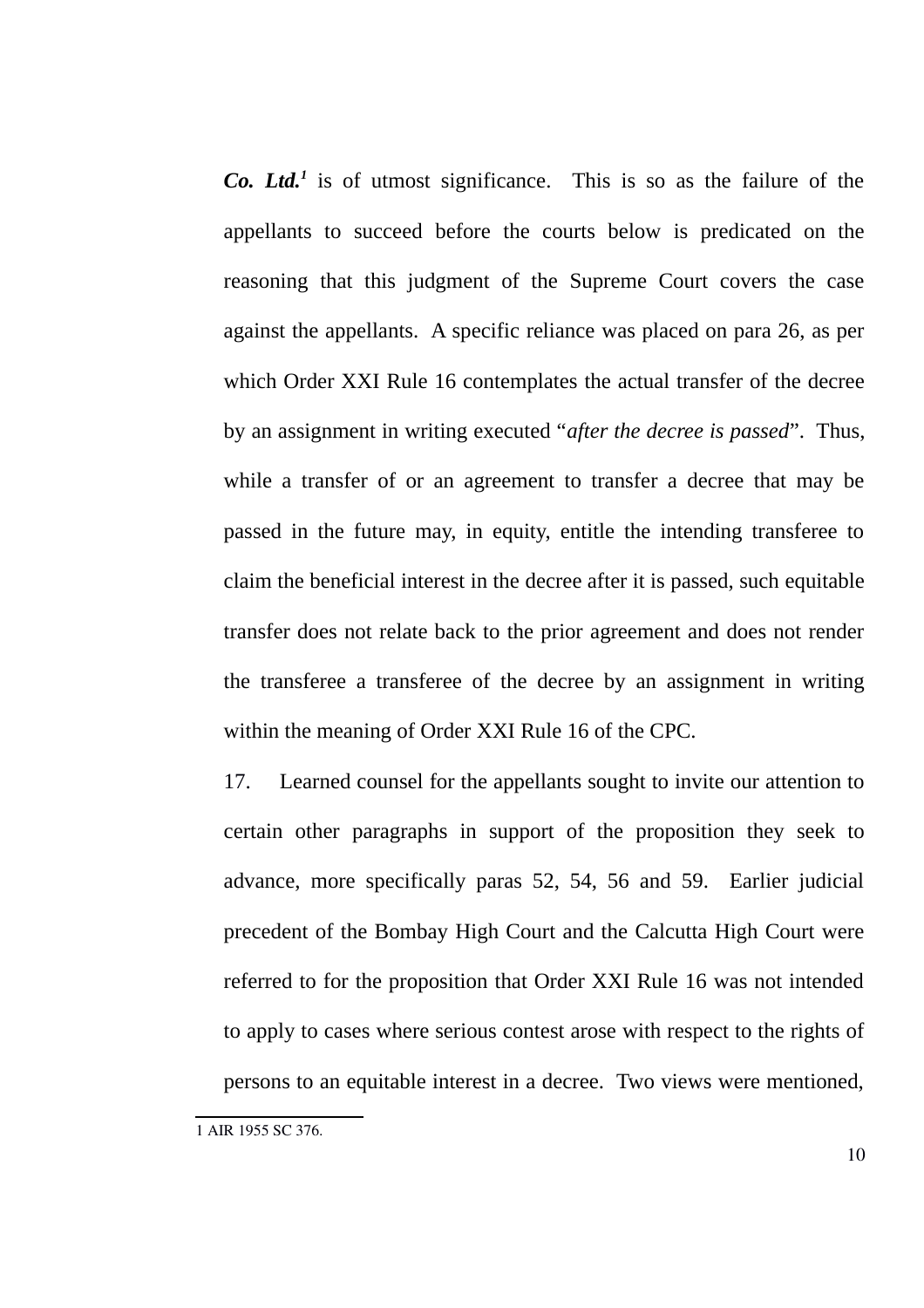***Co. Ltd.***[1] is of utmost significance. This is so as the failure of the appellants to succeed before the courts below is predicated on the reasoning that this judgment of the Supreme Court covers the case against the appellants. A specific reliance was placed on para 26, as per which Order XXI Rule 16 contemplates the actual transfer of the decree by an assignment in writing executed "*after the decree is passed*". Thus, while a transfer of or an agreement to transfer a decree that may be passed in the future may, in equity, entitle the intending transferee to claim the beneficial interest in the decree after it is passed, such equitable transfer does not relate back to the prior agreement and does not render the transferee a transferee of the decree by an assignment in writing within the meaning of Order XXI Rule 16 of the CPC.

17. Learned counsel for the appellants sought to invite our attention to certain other paragraphs in support of the proposition they seek to advance, more specifically paras 52, 54, 56 and 59. Earlier judicial precedent of the Bombay High Court and the Calcutta High Court were referred to for the proposition that Order XXI Rule 16 was not intended to apply to cases where serious contest arose with respect to the rights of persons to an equitable interest in a decree. Two views were mentioned,

---

1 AIR 1955 SC 376.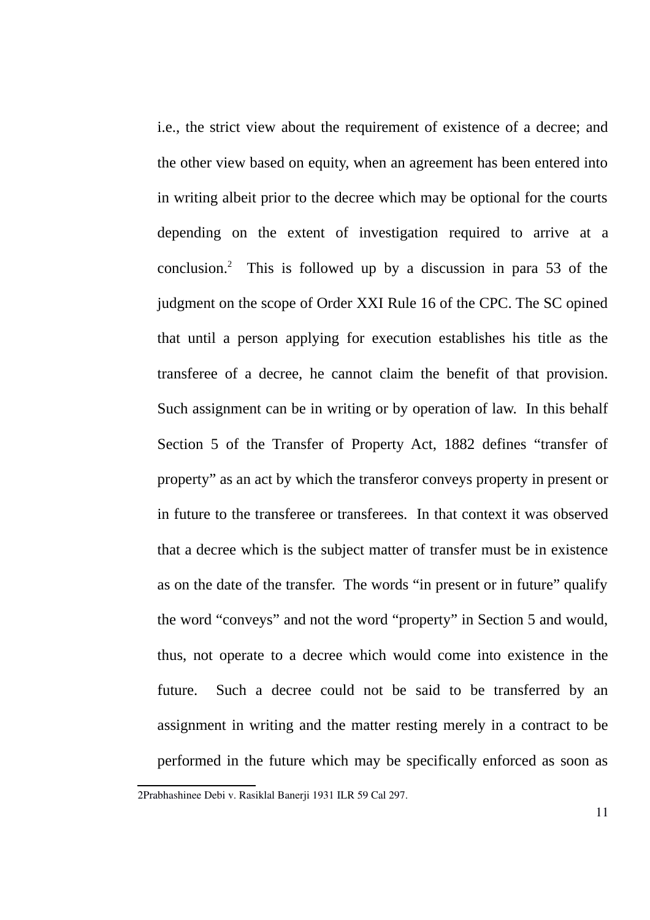i.e., the strict view about the requirement of existence of a decree; and the other view based on equity, when an agreement has been entered into in writing albeit prior to the decree which may be optional for the courts depending on the extent of investigation required to arrive at a conclusion.[2] This is followed up by a discussion in para 53 of the judgment on the scope of Order XXI Rule 16 of the CPC. The SC opined that until a person applying for execution establishes his title as the transferee of a decree, he cannot claim the benefit of that provision. Such assignment can be in writing or by operation of law. In this behalf Section 5 of the Transfer of Property Act, 1882 defines "transfer of property" as an act by which the transferor conveys property in present or in future to the transferee or transferees. In that context it was observed that a decree which is the subject matter of transfer must be in existence as on the date of the transfer. The words "in present or in future" qualify the word "conveys" and not the word "property" in Section 5 and would, thus, not operate to a decree which would come into existence in the future. Such a decree could not be said to be transferred by an assignment in writing and the matter resting merely in a contract to be performed in the future which may be specifically enforced as soon as

---

[2] Prabhashinee Debi v. Rasiklal Banerji 1931 ILR 59 Cal 297.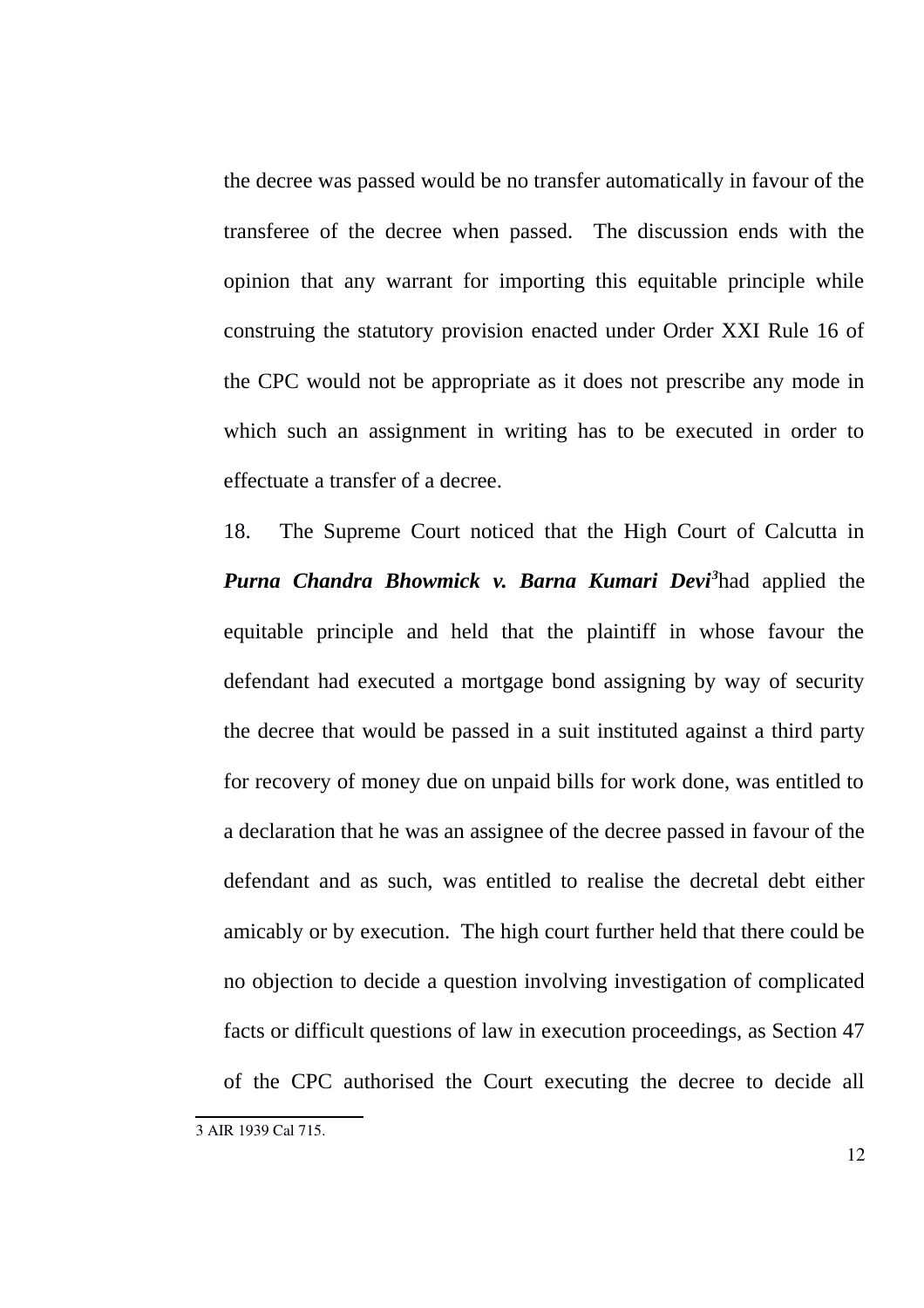the decree was passed would be no transfer automatically in favour of the transferee of the decree when passed. The discussion ends with the opinion that any warrant for importing this equitable principle while construing the statutory provision enacted under Order XXI Rule 16 of the CPC would not be appropriate as it does not prescribe any mode in which such an assignment in writing has to be executed in order to effectuate a transfer of a decree.

18. The Supreme Court noticed that the High Court of Calcutta in ***Purna Chandra Bhowmick v. Barna Kumari Devi***[3] had applied the equitable principle and held that the plaintiff in whose favour the defendant had executed a mortgage bond assigning by way of security the decree that would be passed in a suit instituted against a third party for recovery of money due on unpaid bills for work done, was entitled to a declaration that he was an assignee of the decree passed in favour of the defendant and as such, was entitled to realise the decretal debt either amicably or by execution. The high court further held that there could be no objection to decide a question involving investigation of complicated facts or difficult questions of law in execution proceedings, as Section 47 of the CPC authorised the Court executing the decree to decide all

---

3 AIR 1939 Cal 715.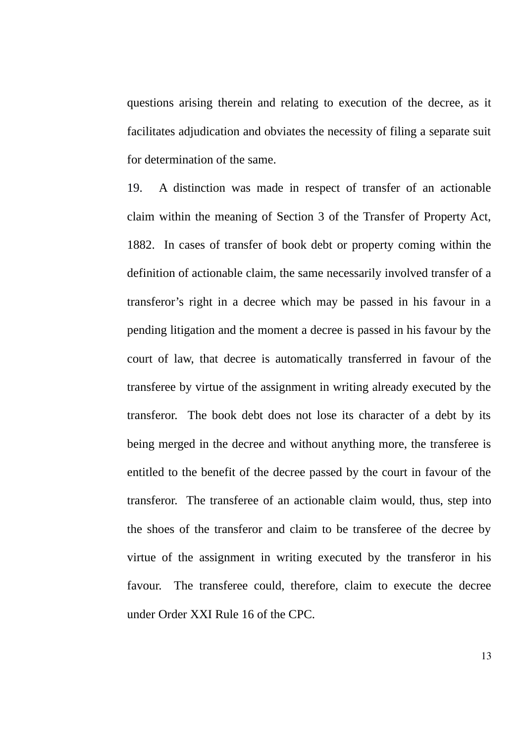questions arising therein and relating to execution of the decree, as it facilitates adjudication and obviates the necessity of filing a separate suit for determination of the same.

19. A distinction was made in respect of transfer of an actionable claim within the meaning of Section 3 of the Transfer of Property Act, 1882. In cases of transfer of book debt or property coming within the definition of actionable claim, the same necessarily involved transfer of a transferor's right in a decree which may be passed in his favour in a pending litigation and the moment a decree is passed in his favour by the court of law, that decree is automatically transferred in favour of the transferee by virtue of the assignment in writing already executed by the transferor. The book debt does not lose its character of a debt by its being merged in the decree and without anything more, the transferee is entitled to the benefit of the decree passed by the court in favour of the transferor. The transferee of an actionable claim would, thus, step into the shoes of the transferor and claim to be transferee of the decree by virtue of the assignment in writing executed by the transferor in his favour. The transferee could, therefore, claim to execute the decree under Order XXI Rule 16 of the CPC.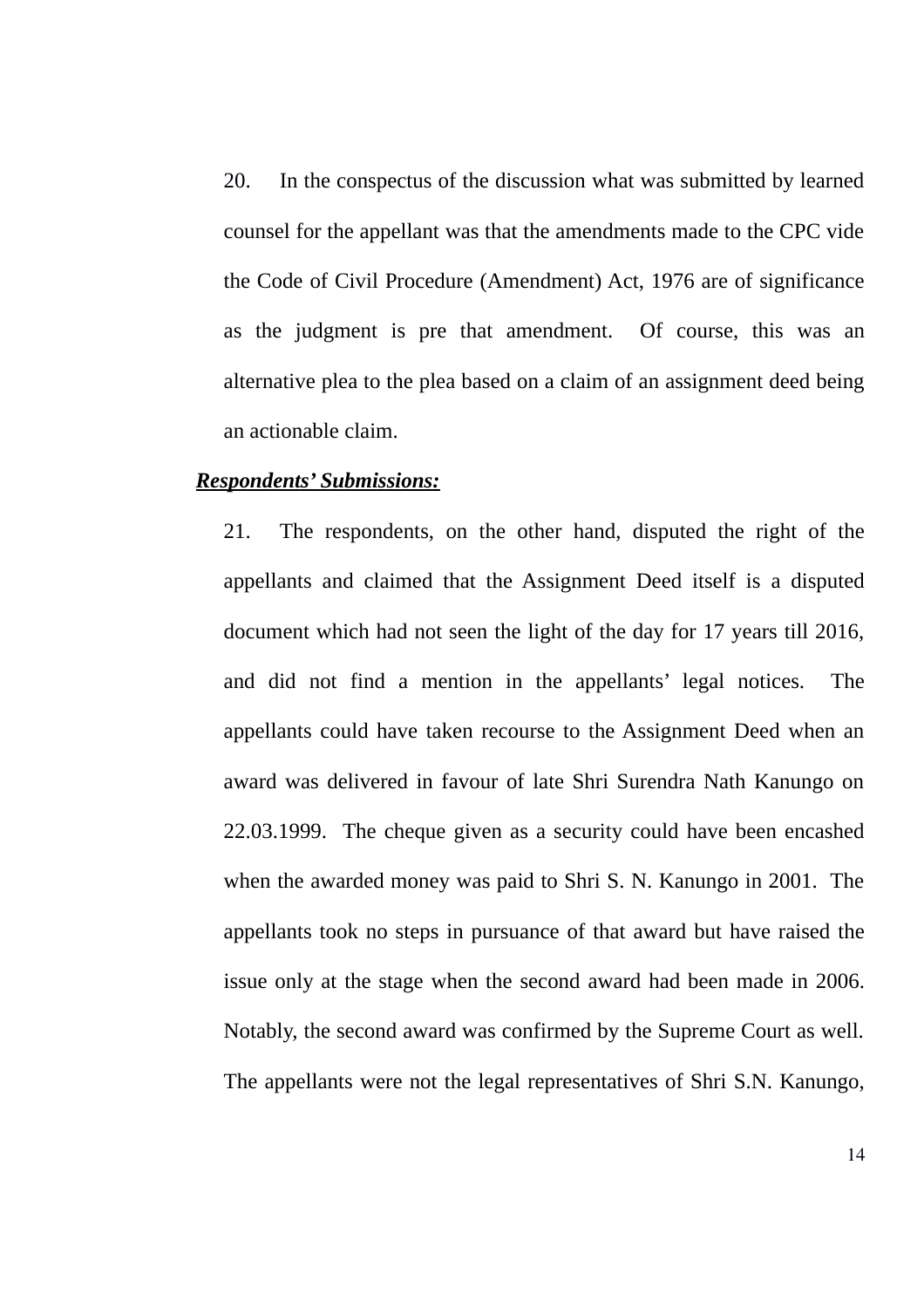20. In the conspectus of the discussion what was submitted by learned counsel for the appellant was that the amendments made to the CPC vide the Code of Civil Procedure (Amendment) Act, 1976 are of significance as the judgment is pre that amendment. Of course, this was an alternative plea to the plea based on a claim of an assignment deed being an actionable claim.

***Respondents' Submissions:***

21. The respondents, on the other hand, disputed the right of the appellants and claimed that the Assignment Deed itself is a disputed document which had not seen the light of the day for 17 years till 2016, and did not find a mention in the appellants' legal notices. The appellants could have taken recourse to the Assignment Deed when an award was delivered in favour of late Shri Surendra Nath Kanungo on 22.03.1999. The cheque given as a security could have been encashed when the awarded money was paid to Shri S. N. Kanungo in 2001. The appellants took no steps in pursuance of that award but have raised the issue only at the stage when the second award had been made in 2006. Notably, the second award was confirmed by the Supreme Court as well. The appellants were not the legal representatives of Shri S.N. Kanungo,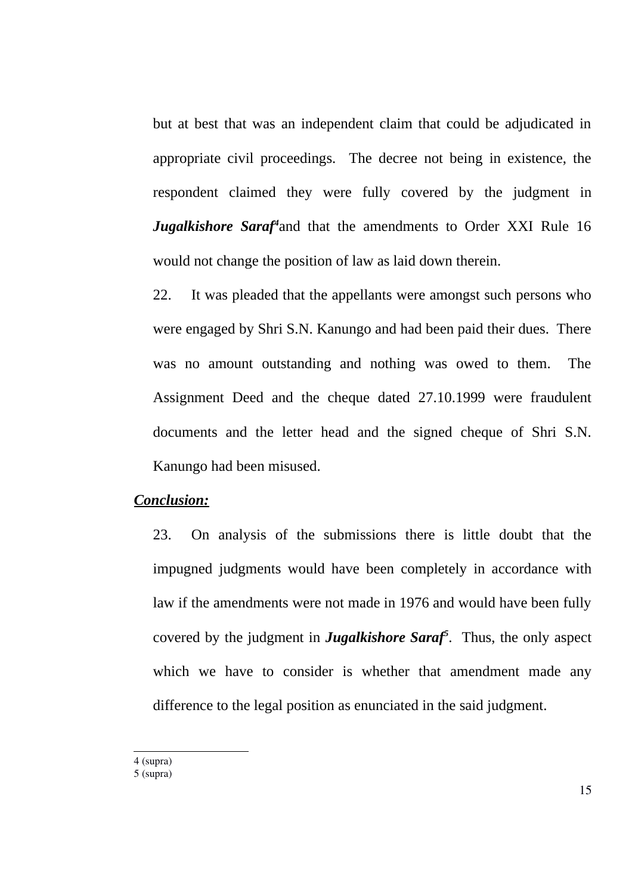but at best that was an independent claim that could be adjudicated in appropriate civil proceedings. The decree not being in existence, the respondent claimed they were fully covered by the judgment in ***Jugalkishore Saraf***[4] and that the amendments to Order XXI Rule 16 would not change the position of law as laid down therein.

22. It was pleaded that the appellants were amongst such persons who were engaged by Shri S.N. Kanungo and had been paid their dues. There was no amount outstanding and nothing was owed to them. The Assignment Deed and the cheque dated 27.10.1999 were fraudulent documents and the letter head and the signed cheque of Shri S.N. Kanungo had been misused.

***Conclusion:***

23. On analysis of the submissions there is little doubt that the impugned judgments would have been completely in accordance with law if the amendments were not made in 1976 and would have been fully covered by the judgment in ***Jugalkishore Saraf***[5]. Thus, the only aspect which we have to consider is whether that amendment made any difference to the legal position as enunciated in the said judgment.

---

4 (supra)

5 (supra)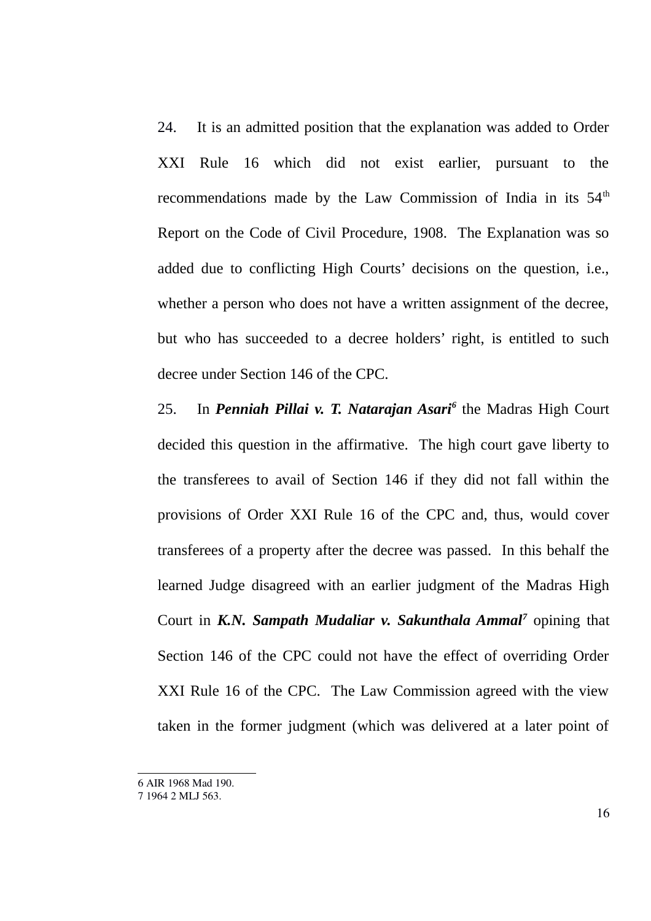24. It is an admitted position that the explanation was added to Order XXI Rule 16 which did not exist earlier, pursuant to the recommendations made by the Law Commission of India in its 54th Report on the Code of Civil Procedure, 1908. The Explanation was so added due to conflicting High Courts' decisions on the question, i.e., whether a person who does not have a written assignment of the decree, but who has succeeded to a decree holders' right, is entitled to such decree under Section 146 of the CPC.

25. In ***Penniah Pillai v. T. Natarajan Asari***[6] the Madras High Court decided this question in the affirmative. The high court gave liberty to the transferees to avail of Section 146 if they did not fall within the provisions of Order XXI Rule 16 of the CPC and, thus, would cover transferees of a property after the decree was passed. In this behalf the learned Judge disagreed with an earlier judgment of the Madras High Court in ***K.N. Sampath Mudaliar v. Sakunthala Ammal***[7] opining that Section 146 of the CPC could not have the effect of overriding Order XXI Rule 16 of the CPC. The Law Commission agreed with the view taken in the former judgment (which was delivered at a later point of

---

6 AIR 1968 Mad 190.
7 1964 2 MLJ 563.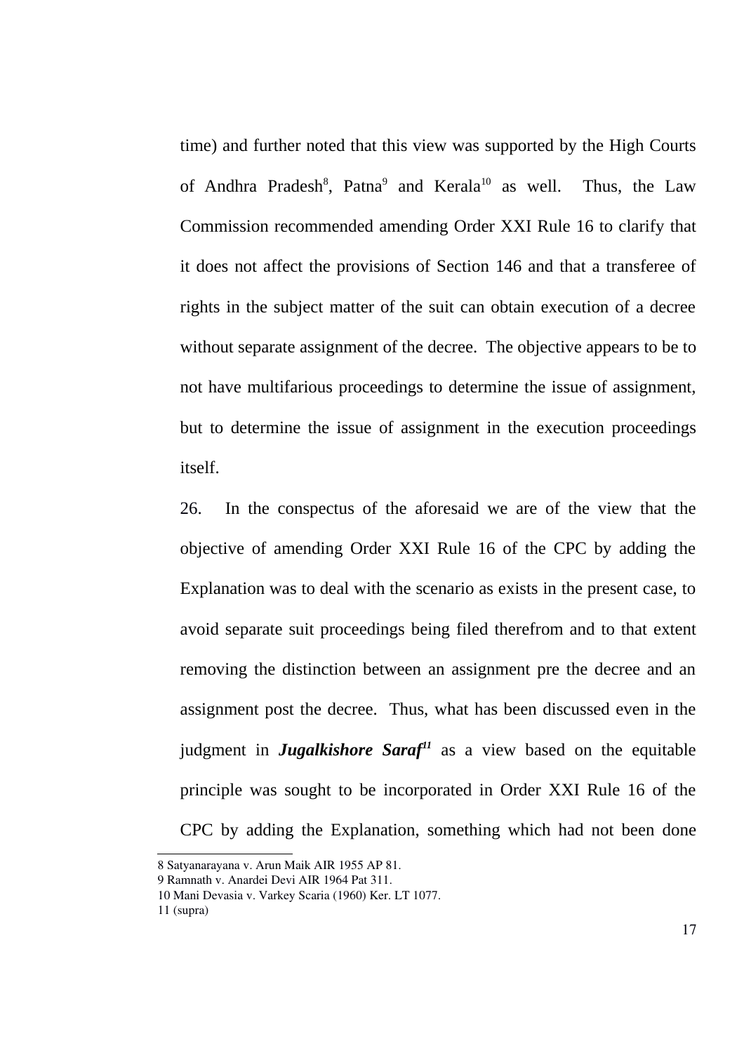time) and further noted that this view was supported by the High Courts of Andhra Pradesh[8], Patna[9] and Kerala[10] as well. Thus, the Law Commission recommended amending Order XXI Rule 16 to clarify that it does not affect the provisions of Section 146 and that a transferee of rights in the subject matter of the suit can obtain execution of a decree without separate assignment of the decree. The objective appears to be to not have multifarious proceedings to determine the issue of assignment, but to determine the issue of assignment in the execution proceedings itself.

26. In the conspectus of the aforesaid we are of the view that the objective of amending Order XXI Rule 16 of the CPC by adding the Explanation was to deal with the scenario as exists in the present case, to avoid separate suit proceedings being filed therefrom and to that extent removing the distinction between an assignment pre the decree and an assignment post the decree. Thus, what has been discussed even in the judgment in ***Jugalkishore Saraf***[11] as a view based on the equitable principle was sought to be incorporated in Order XXI Rule 16 of the CPC by adding the Explanation, something which had not been done

---

8 Satyanarayana v. Arun Maik AIR 1955 AP 81.
9 Ramnath v. Anardei Devi AIR 1964 Pat 311.
10 Mani Devasia v. Varkey Scaria (1960) Ker. LT 1077.
11 (supra)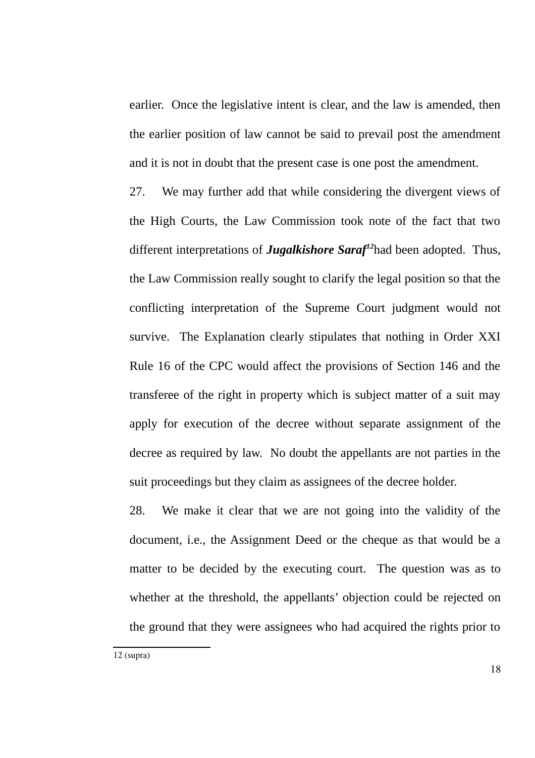earlier. Once the legislative intent is clear, and the law is amended, then the earlier position of law cannot be said to prevail post the amendment and it is not in doubt that the present case is one post the amendment.

27. We may further add that while considering the divergent views of the High Courts, the Law Commission took note of the fact that two different interpretations of ***Jugalkishore Saraf***[12] had been adopted. Thus, the Law Commission really sought to clarify the legal position so that the conflicting interpretation of the Supreme Court judgment would not survive. The Explanation clearly stipulates that nothing in Order XXI Rule 16 of the CPC would affect the provisions of Section 146 and the transferee of the right in property which is subject matter of a suit may apply for execution of the decree without separate assignment of the decree as required by law. No doubt the appellants are not parties in the suit proceedings but they claim as assignees of the decree holder.

28. We make it clear that we are not going into the validity of the document, i.e., the Assignment Deed or the cheque as that would be a matter to be decided by the executing court. The question was as to whether at the threshold, the appellants' objection could be rejected on the ground that they were assignees who had acquired the rights prior to

---

12 (supra)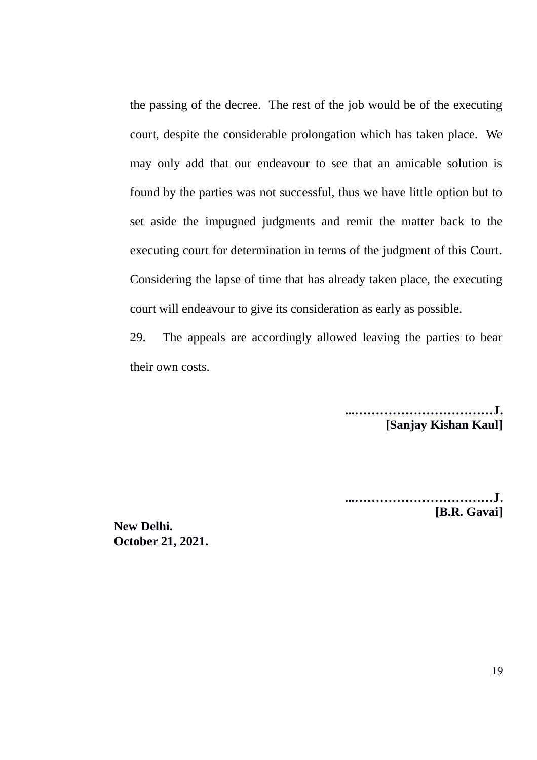the passing of the decree. The rest of the job would be of the executing court, despite the considerable prolongation which has taken place. We may only add that our endeavour to see that an amicable solution is found by the parties was not successful, thus we have little option but to set aside the impugned judgments and remit the matter back to the executing court for determination in terms of the judgment of this Court. Considering the lapse of time that has already taken place, the executing court will endeavour to give its consideration as early as possible.

29. The appeals are accordingly allowed leaving the parties to bear their own costs.

**...……………………………J.**
**[Sanjay Kishan Kaul]**

**...……………………………J.**
**[B.R. Gavai]**

**New Delhi.**
**October 21, 2021.**